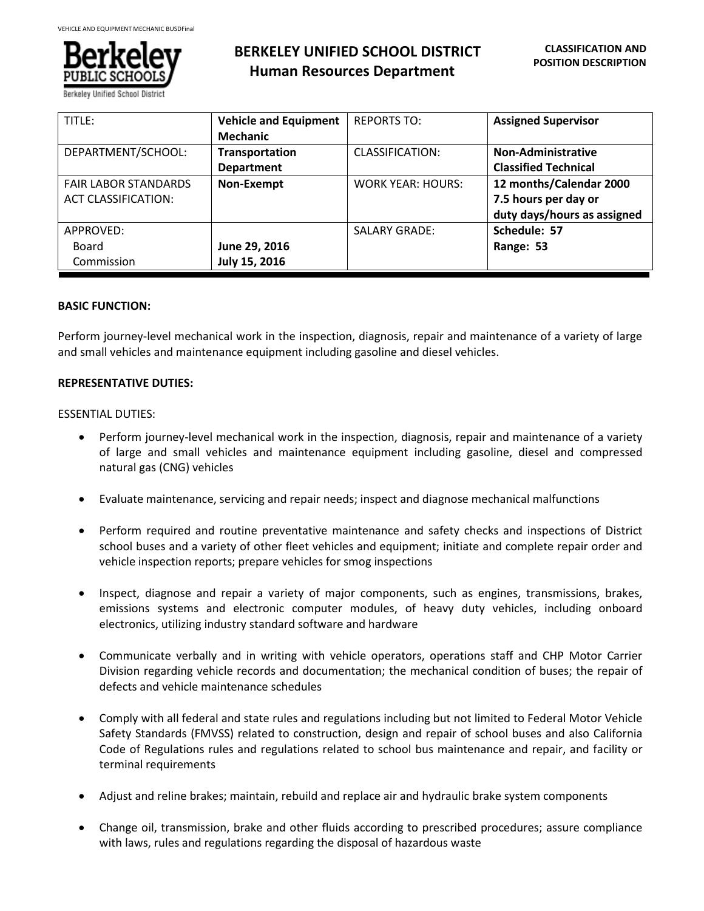# BERKELEY UNIFIED SCHOOL DISTRICT
## Human Resources Department

**CLASSIFICATION AND POSITION DESCRIPTION**

| TITLE: | **Vehicle and Equipment Mechanic** | REPORTS TO: | **Assigned Supervisor** |
|---|---|---|---|
| DEPARTMENT/SCHOOL: | **Transportation Department** | CLASSIFICATION: | **Non-Administrative Classified Technical** |
| FAIR LABOR STANDARDS ACT CLASSIFICATION: | **Non-Exempt** | WORK YEAR: HOURS: | **12 months/Calendar 2000 7.5 hours per day or duty days/hours as assigned** |
| APPROVED: Board Commission | **June 29, 2016 July 15, 2016** | SALARY GRADE: | **Schedule: 57 Range: 53** |

**BASIC FUNCTION:**

Perform journey-level mechanical work in the inspection, diagnosis, repair and maintenance of a variety of large and small vehicles and maintenance equipment including gasoline and diesel vehicles.

**REPRESENTATIVE DUTIES:**

ESSENTIAL DUTIES:

- Perform journey-level mechanical work in the inspection, diagnosis, repair and maintenance of a variety of large and small vehicles and maintenance equipment including gasoline, diesel and compressed natural gas (CNG) vehicles

- Evaluate maintenance, servicing and repair needs; inspect and diagnose mechanical malfunctions

- Perform required and routine preventative maintenance and safety checks and inspections of District school buses and a variety of other fleet vehicles and equipment; initiate and complete repair order and vehicle inspection reports; prepare vehicles for smog inspections

- Inspect, diagnose and repair a variety of major components, such as engines, transmissions, brakes, emissions systems and electronic computer modules, of heavy duty vehicles, including onboard electronics, utilizing industry standard software and hardware

- Communicate verbally and in writing with vehicle operators, operations staff and CHP Motor Carrier Division regarding vehicle records and documentation; the mechanical condition of buses; the repair of defects and vehicle maintenance schedules

- Comply with all federal and state rules and regulations including but not limited to Federal Motor Vehicle Safety Standards (FMVSS) related to construction, design and repair of school buses and also California Code of Regulations rules and regulations related to school bus maintenance and repair, and facility or terminal requirements

- Adjust and reline brakes; maintain, rebuild and replace air and hydraulic brake system components

- Change oil, transmission, brake and other fluids according to prescribed procedures; assure compliance with laws, rules and regulations regarding the disposal of hazardous waste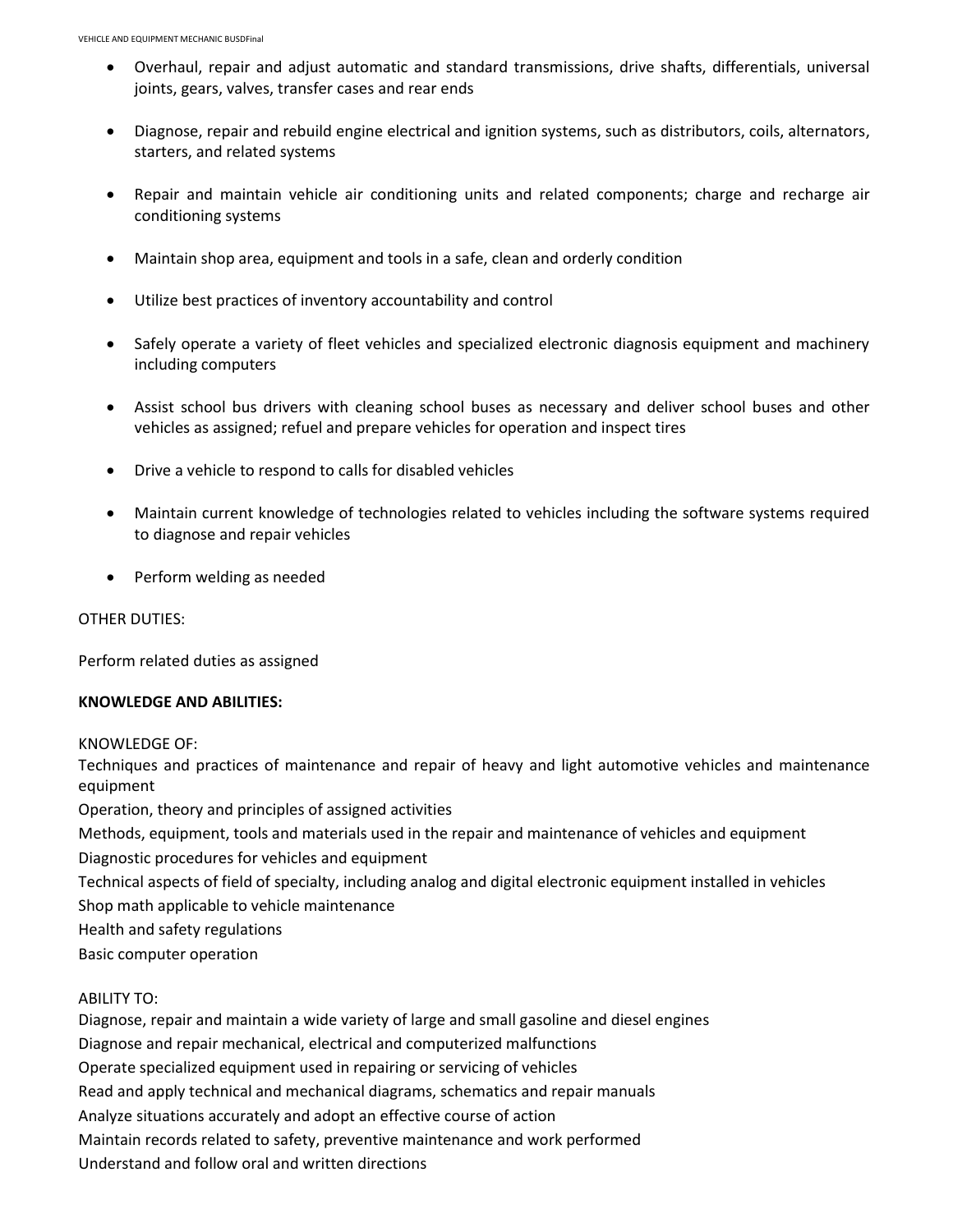- Overhaul, repair and adjust automatic and standard transmissions, drive shafts, differentials, universal joints, gears, valves, transfer cases and rear ends

- Diagnose, repair and rebuild engine electrical and ignition systems, such as distributors, coils, alternators, starters, and related systems

- Repair and maintain vehicle air conditioning units and related components; charge and recharge air conditioning systems

- Maintain shop area, equipment and tools in a safe, clean and orderly condition

- Utilize best practices of inventory accountability and control

- Safely operate a variety of fleet vehicles and specialized electronic diagnosis equipment and machinery including computers

- Assist school bus drivers with cleaning school buses as necessary and deliver school buses and other vehicles as assigned; refuel and prepare vehicles for operation and inspect tires

- Drive a vehicle to respond to calls for disabled vehicles

- Maintain current knowledge of technologies related to vehicles including the software systems required to diagnose and repair vehicles

- Perform welding as needed

OTHER DUTIES:

Perform related duties as assigned

**KNOWLEDGE AND ABILITIES:**

KNOWLEDGE OF:
Techniques and practices of maintenance and repair of heavy and light automotive vehicles and maintenance equipment
Operation, theory and principles of assigned activities
Methods, equipment, tools and materials used in the repair and maintenance of vehicles and equipment
Diagnostic procedures for vehicles and equipment
Technical aspects of field of specialty, including analog and digital electronic equipment installed in vehicles
Shop math applicable to vehicle maintenance
Health and safety regulations
Basic computer operation

ABILITY TO:
Diagnose, repair and maintain a wide variety of large and small gasoline and diesel engines
Diagnose and repair mechanical, electrical and computerized malfunctions
Operate specialized equipment used in repairing or servicing of vehicles
Read and apply technical and mechanical diagrams, schematics and repair manuals
Analyze situations accurately and adopt an effective course of action
Maintain records related to safety, preventive maintenance and work performed
Understand and follow oral and written directions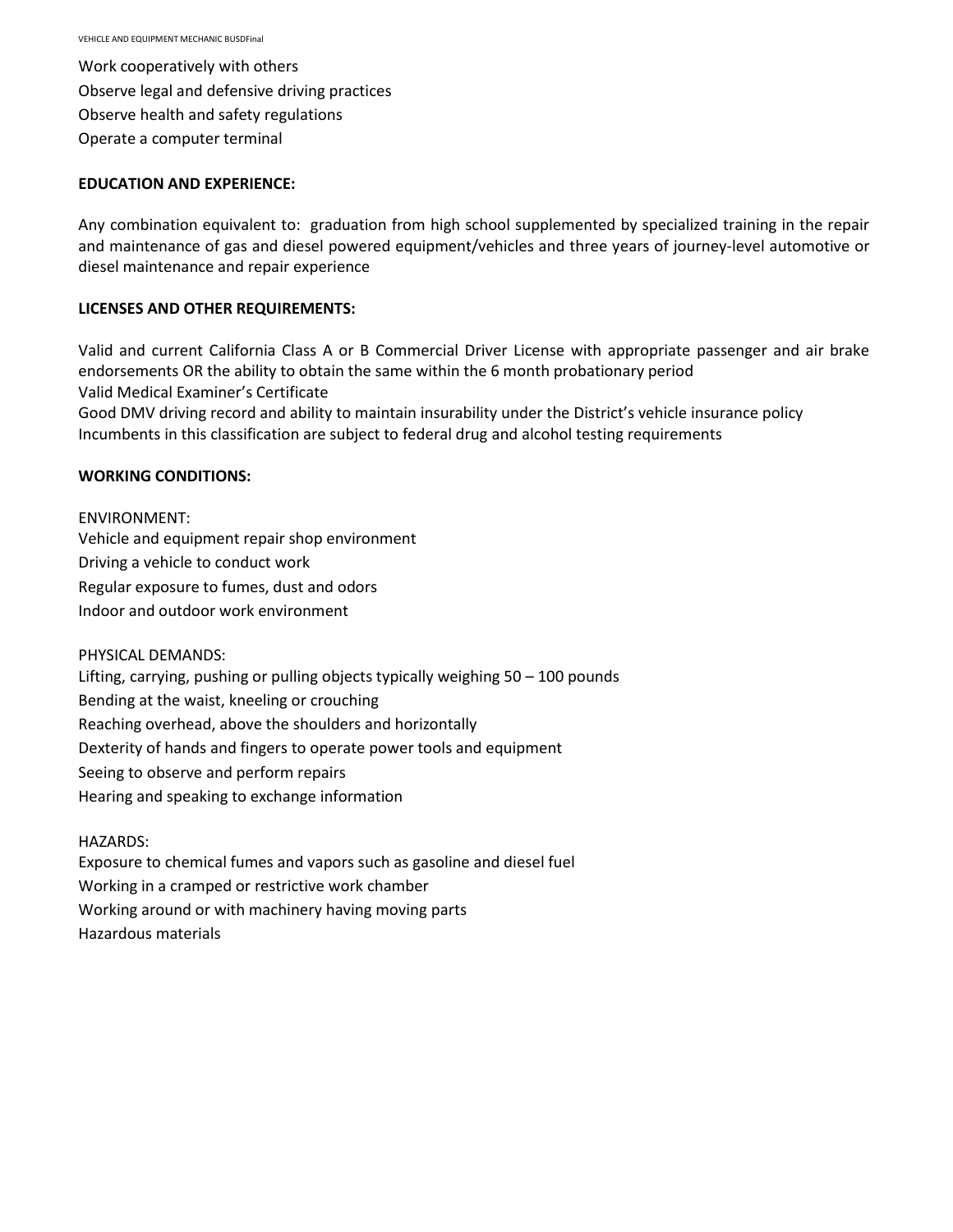Work cooperatively with others
Observe legal and defensive driving practices
Observe health and safety regulations
Operate a computer terminal

**EDUCATION AND EXPERIENCE:**

Any combination equivalent to: graduation from high school supplemented by specialized training in the repair and maintenance of gas and diesel powered equipment/vehicles and three years of journey-level automotive or diesel maintenance and repair experience

**LICENSES AND OTHER REQUIREMENTS:**

Valid and current California Class A or B Commercial Driver License with appropriate passenger and air brake endorsements OR the ability to obtain the same within the 6 month probationary period
Valid Medical Examiner's Certificate
Good DMV driving record and ability to maintain insurability under the District's vehicle insurance policy
Incumbents in this classification are subject to federal drug and alcohol testing requirements

**WORKING CONDITIONS:**

ENVIRONMENT:
Vehicle and equipment repair shop environment
Driving a vehicle to conduct work
Regular exposure to fumes, dust and odors
Indoor and outdoor work environment

PHYSICAL DEMANDS:
Lifting, carrying, pushing or pulling objects typically weighing 50 – 100 pounds
Bending at the waist, kneeling or crouching
Reaching overhead, above the shoulders and horizontally
Dexterity of hands and fingers to operate power tools and equipment
Seeing to observe and perform repairs
Hearing and speaking to exchange information

HAZARDS:
Exposure to chemical fumes and vapors such as gasoline and diesel fuel
Working in a cramped or restrictive work chamber
Working around or with machinery having moving parts
Hazardous materials